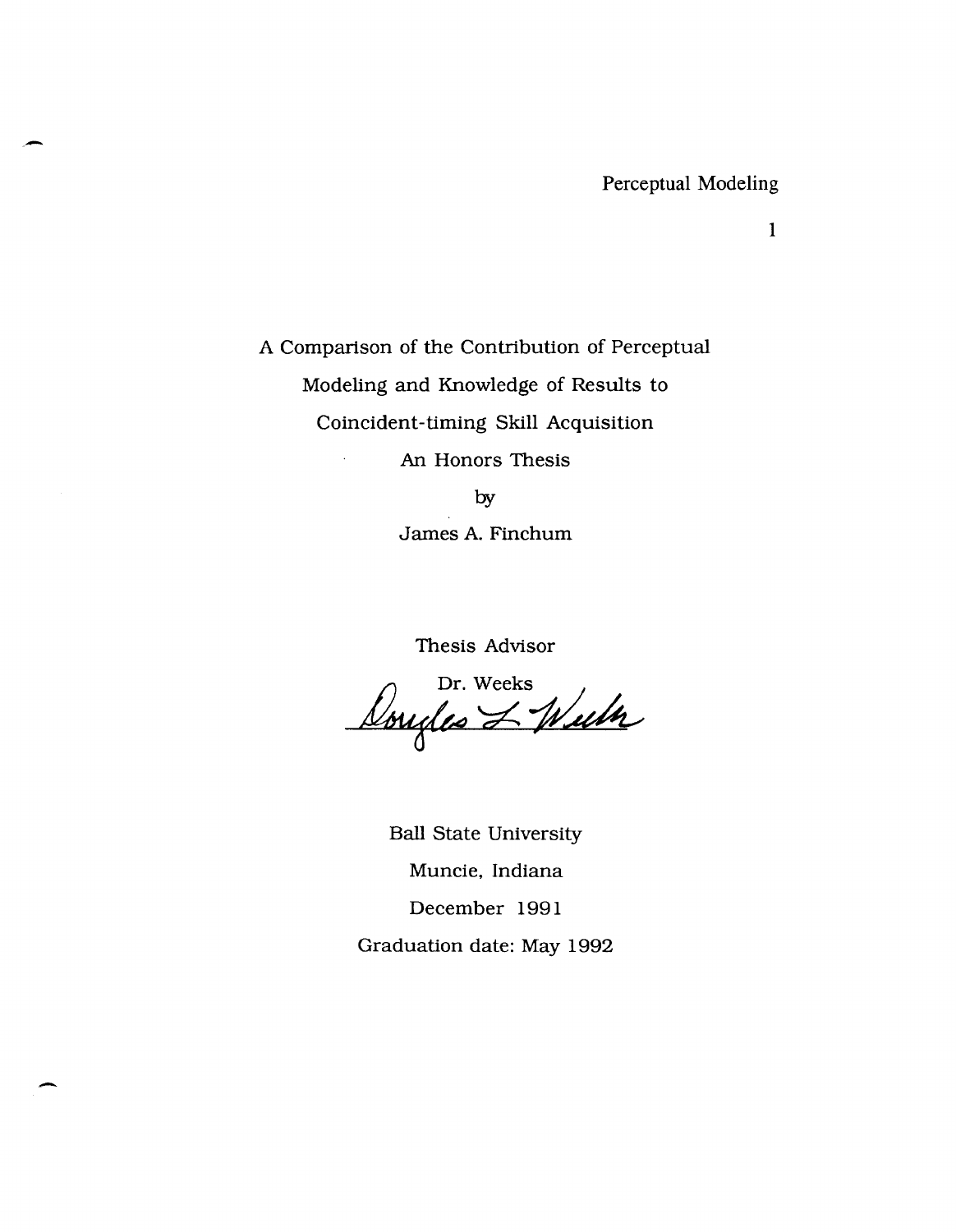# A Comparison of the Contribution of Perceptual Modeling and Knowledge of Results to Coincident-timing Skill Acquisition

An Honors Thesis

by

James A. Finchum

Thesis Advisor

Dr. Weeks

Douglas L. Weeks

Ball State University

Muncie, Indiana

December 1991

Graduation date: May 1992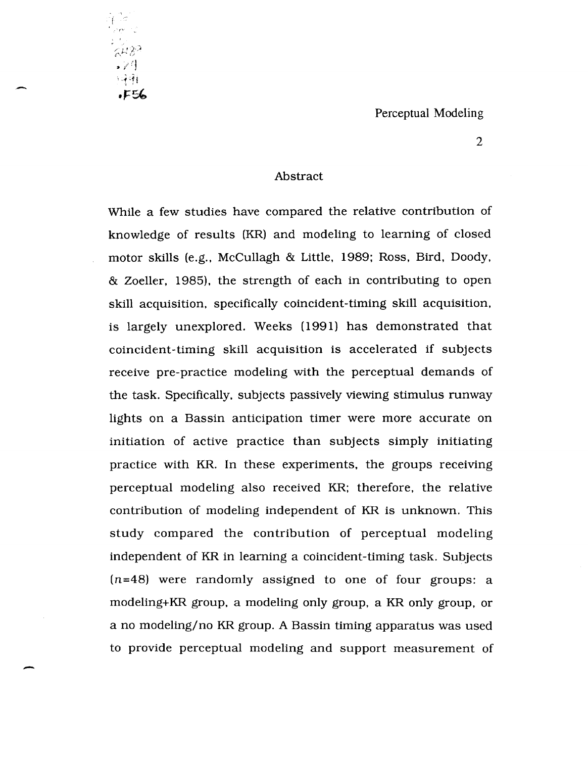## Abstract

While a few studies have compared the relative contribution of knowledge of results (KR) and modeling to learning of closed motor skills (e.g., McCullagh & Little, 1989; Ross, Bird, Doody, & Zoeller, 1985), the strength of each in contributing to open skill acquisition, specifically coincident-timing skill acquisition, is largely unexplored. Weeks (1991) has demonstrated that coincident-timing skill acquisition is accelerated if subjects receive pre-practice modeling with the perceptual demands of the task. Specifically, subjects passively viewing stimulus runway lights on a Bassin anticipation timer were more accurate on initiation of active practice than subjects simply initiating practice with KR. In these experiments, the groups receiving perceptual modeling also received KR; therefore, the relative contribution of modeling independent of KR is unknown. This study compared the contribution of perceptual modeling independent of KR in learning a coincident-timing task. Subjects ($n$=48) were randomly assigned to one of four groups: a modeling+KR group, a modeling only group, a KR only group, or a no modeling/no KR group. A Bassin timing apparatus was used to provide perceptual modeling and support measurement of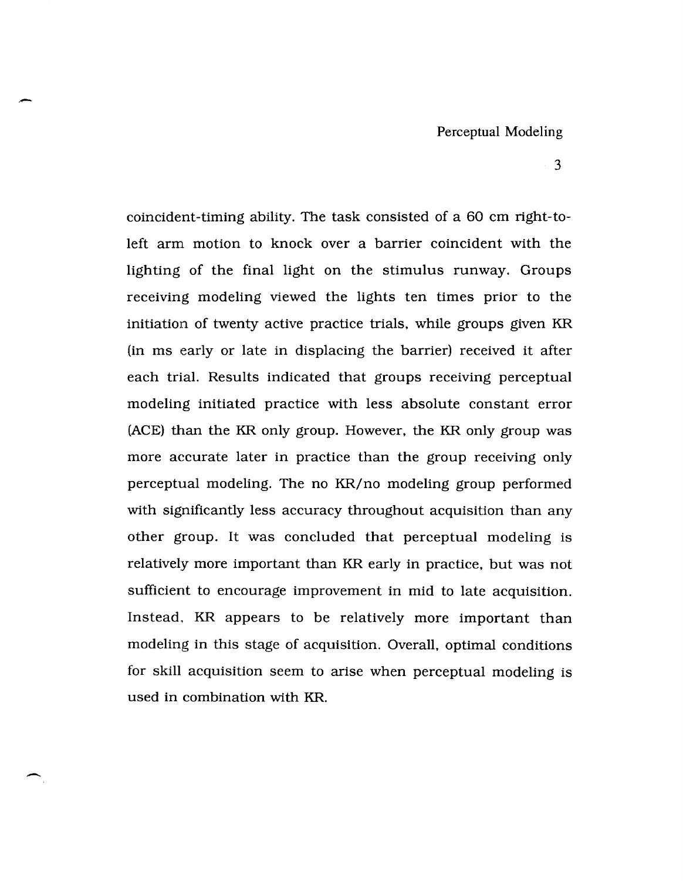coincident-timing ability. The task consisted of a 60 cm right-to-left arm motion to knock over a barrier coincident with the lighting of the final light on the stimulus runway. Groups receiving modeling viewed the lights ten times prior to the initiation of twenty active practice trials, while groups given KR (in ms early or late in displacing the barrier) received it after each trial. Results indicated that groups receiving perceptual modeling initiated practice with less absolute constant error (ACE) than the KR only group. However, the KR only group was more accurate later in practice than the group receiving only perceptual modeling. The no KR/no modeling group performed with significantly less accuracy throughout acquisition than any other group. It was concluded that perceptual modeling is relatively more important than KR early in practice, but was not sufficient to encourage improvement in mid to late acquisition. Instead, KR appears to be relatively more important than modeling in this stage of acquisition. Overall, optimal conditions for skill acquisition seem to arise when perceptual modeling is used in combination with KR.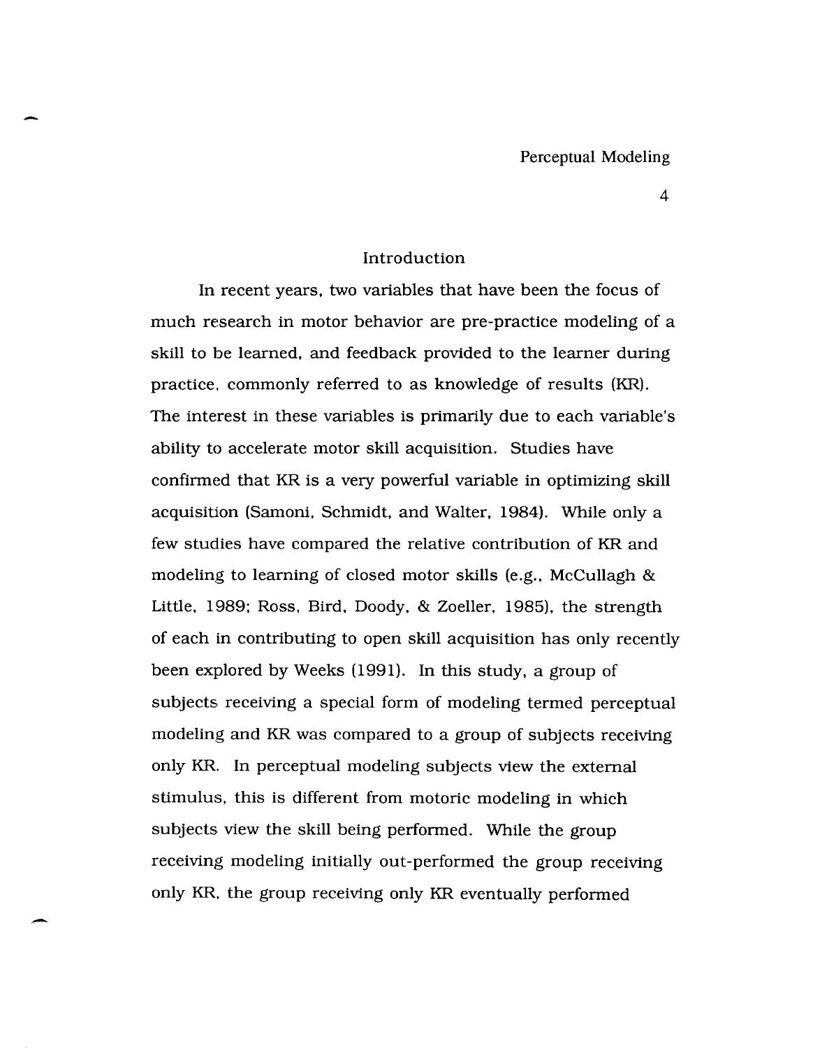## Introduction

In recent years, two variables that have been the focus of much research in motor behavior are pre-practice modeling of a skill to be learned, and feedback provided to the learner during practice, commonly referred to as knowledge of results (KR). The interest in these variables is primarily due to each variable's ability to accelerate motor skill acquisition. Studies have confirmed that KR is a very powerful variable in optimizing skill acquisition (Samoni, Schmidt, and Walter, 1984). While only a few studies have compared the relative contribution of KR and modeling to learning of closed motor skills (e.g., McCullagh & Little, 1989; Ross, Bird, Doody, & Zoeller, 1985), the strength of each in contributing to open skill acquisition has only recently been explored by Weeks (1991). In this study, a group of subjects receiving a special form of modeling termed perceptual modeling and KR was compared to a group of subjects receiving only KR. In perceptual modeling subjects view the external stimulus, this is different from motoric modeling in which subjects view the skill being performed. While the group receiving modeling initially out-performed the group receiving only KR, the group receiving only KR eventually performed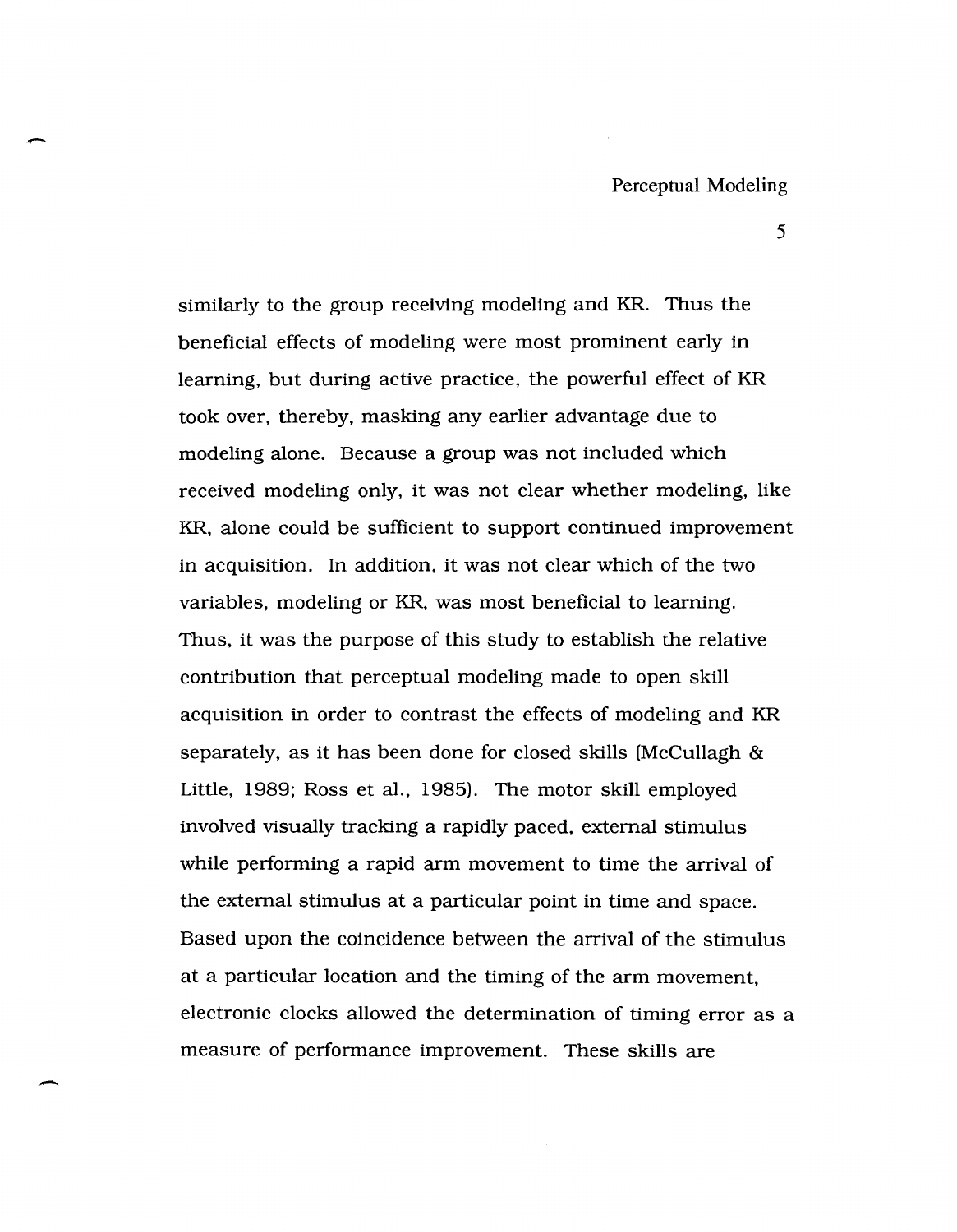similarly to the group receiving modeling and KR. Thus the beneficial effects of modeling were most prominent early in learning, but during active practice, the powerful effect of KR took over, thereby, masking any earlier advantage due to modeling alone. Because a group was not included which received modeling only, it was not clear whether modeling, like KR, alone could be sufficient to support continued improvement in acquisition. In addition, it was not clear which of the two variables, modeling or KR, was most beneficial to learning. Thus, it was the purpose of this study to establish the relative contribution that perceptual modeling made to open skill acquisition in order to contrast the effects of modeling and KR separately, as it has been done for closed skills (McCullagh & Little, 1989; Ross et al., 1985). The motor skill employed involved visually tracking a rapidly paced, external stimulus while performing a rapid arm movement to time the arrival of the external stimulus at a particular point in time and space. Based upon the coincidence between the arrival of the stimulus at a particular location and the timing of the arm movement, electronic clocks allowed the determination of timing error as a measure of performance improvement. These skills are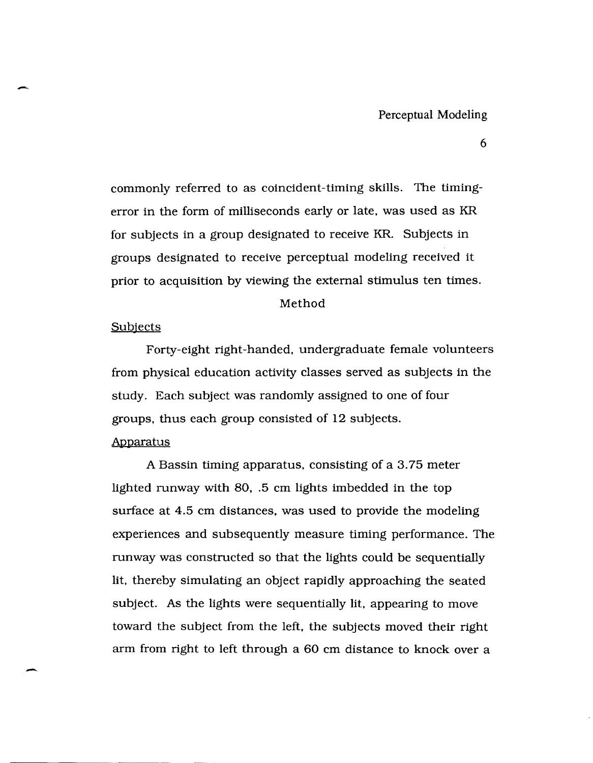commonly referred to as coincident-timing skills. The timing-error in the form of milliseconds early or late, was used as KR for subjects in a group designated to receive KR. Subjects in groups designated to receive perceptual modeling received it prior to acquisition by viewing the external stimulus ten times.

## Method

### Subjects

Forty-eight right-handed, undergraduate female volunteers from physical education activity classes served as subjects in the study. Each subject was randomly assigned to one of four groups, thus each group consisted of 12 subjects.

### Apparatus

A Bassin timing apparatus, consisting of a 3.75 meter lighted runway with 80, .5 cm lights imbedded in the top surface at 4.5 cm distances, was used to provide the modeling experiences and subsequently measure timing performance. The runway was constructed so that the lights could be sequentially lit, thereby simulating an object rapidly approaching the seated subject. As the lights were sequentially lit, appearing to move toward the subject from the left, the subjects moved their right arm from right to left through a 60 cm distance to knock over a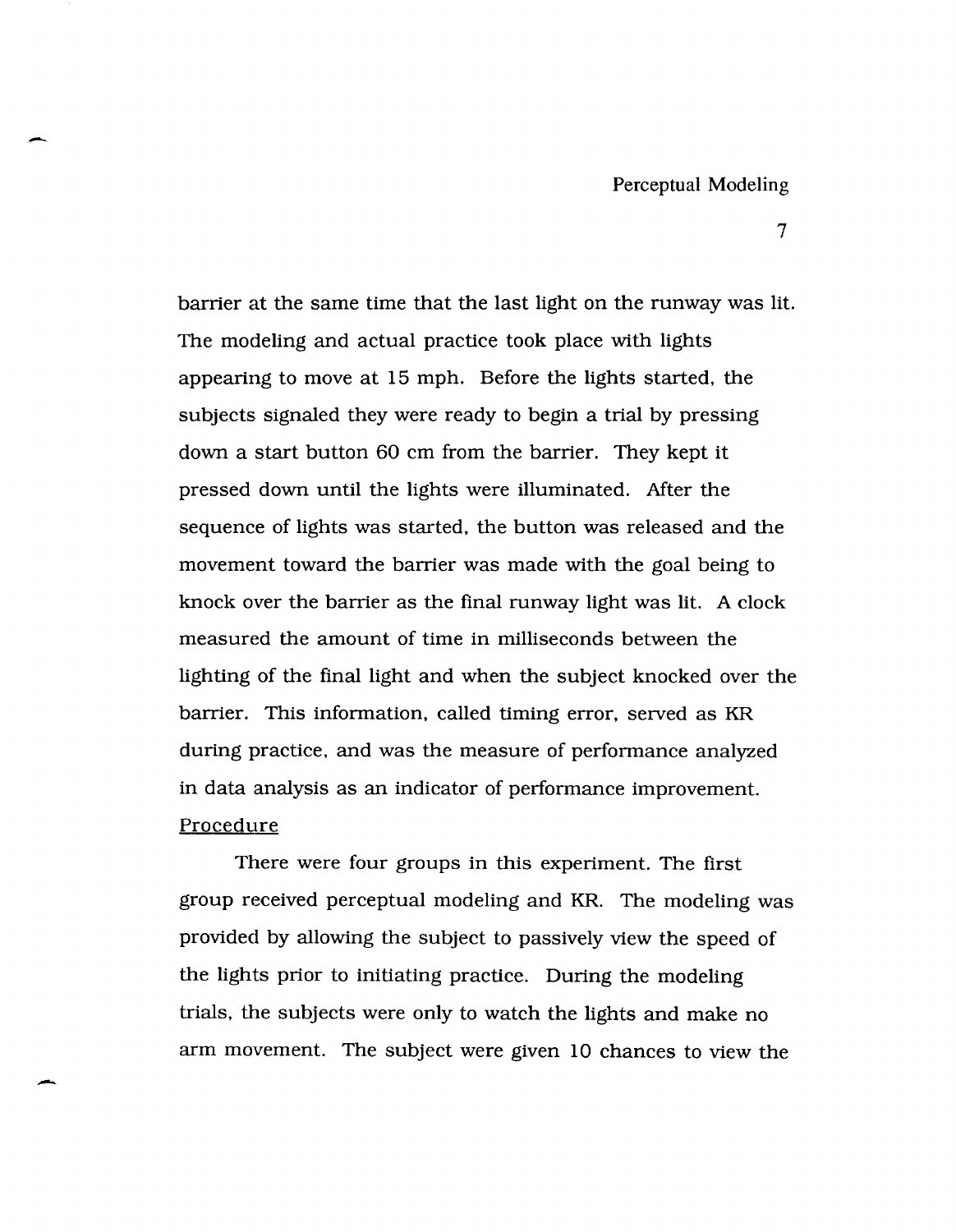barrier at the same time that the last light on the runway was lit. The modeling and actual practice took place with lights appearing to move at 15 mph. Before the lights started, the subjects signaled they were ready to begin a trial by pressing down a start button 60 cm from the barrier. They kept it pressed down until the lights were illuminated. After the sequence of lights was started, the button was released and the movement toward the barrier was made with the goal being to knock over the barrier as the final runway light was lit. A clock measured the amount of time in milliseconds between the lighting of the final light and when the subject knocked over the barrier. This information, called timing error, served as KR during practice, and was the measure of performance analyzed in data analysis as an indicator of performance improvement.

Procedure

There were four groups in this experiment. The first group received perceptual modeling and KR. The modeling was provided by allowing the subject to passively view the speed of the lights prior to initiating practice. During the modeling trials, the subjects were only to watch the lights and make no arm movement. The subject were given 10 chances to view the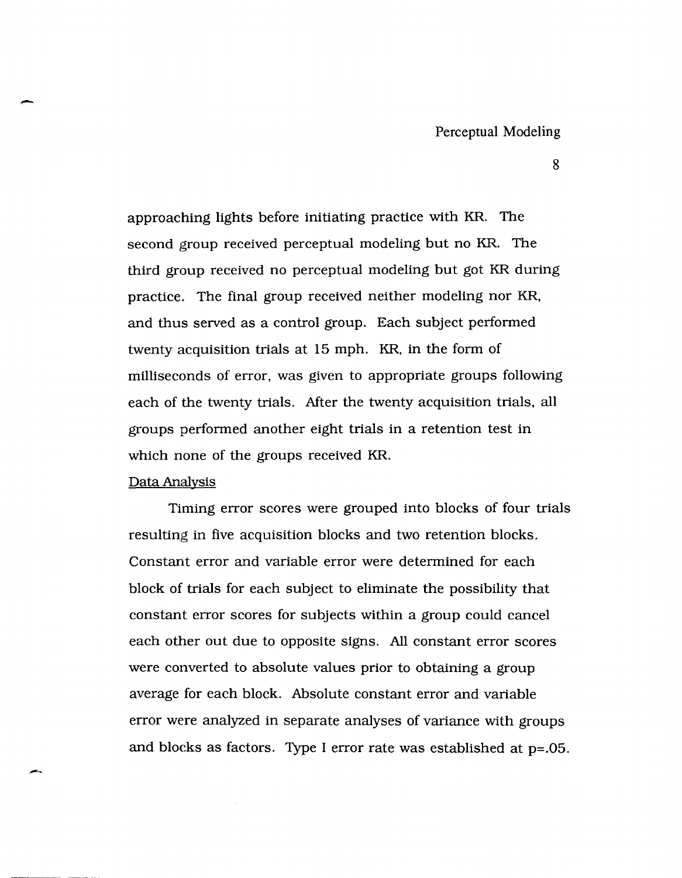approaching lights before initiating practice with KR. The second group received perceptual modeling but no KR. The third group received no perceptual modeling but got KR during practice. The final group received neither modeling nor KR, and thus served as a control group. Each subject performed twenty acquisition trials at 15 mph. KR, in the form of milliseconds of error, was given to appropriate groups following each of the twenty trials. After the twenty acquisition trials, all groups performed another eight trials in a retention test in which none of the groups received KR.

Data Analysis

Timing error scores were grouped into blocks of four trials resulting in five acquisition blocks and two retention blocks. Constant error and variable error were determined for each block of trials for each subject to eliminate the possibility that constant error scores for subjects within a group could cancel each other out due to opposite signs. All constant error scores were converted to absolute values prior to obtaining a group average for each block. Absolute constant error and variable error were analyzed in separate analyses of variance with groups and blocks as factors. Type I error rate was established at $p=.05$.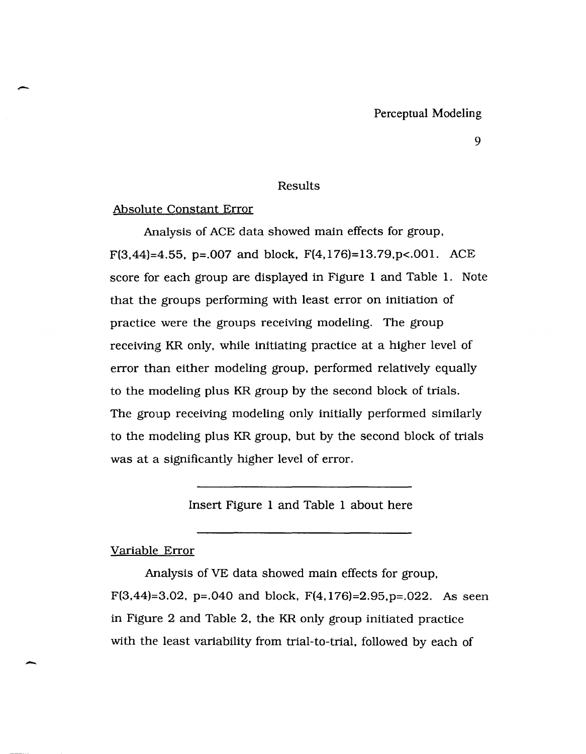## Results

### Absolute Constant Error

Analysis of ACE data showed main effects for group, $F(3,44)=4.55$, $p=.007$ and block, $F(4,176)=13.79, p<.001$. ACE score for each group are displayed in Figure 1 and Table 1. Note that the groups performing with least error on initiation of practice were the groups receiving modeling. The group receiving KR only, while initiating practice at a higher level of error than either modeling group, performed relatively equally to the modeling plus KR group by the second block of trials. The group receiving modeling only initially performed similarly to the modeling plus KR group, but by the second block of trials was at a significantly higher level of error.

---

Insert Figure 1 and Table 1 about here

---

### Variable Error

Analysis of VE data showed main effects for group, $F(3,44)=3.02$, $p=.040$ and block, $F(4,176)=2.95, p=.022$. As seen in Figure 2 and Table 2, the KR only group initiated practice with the least variability from trial-to-trial, followed by each of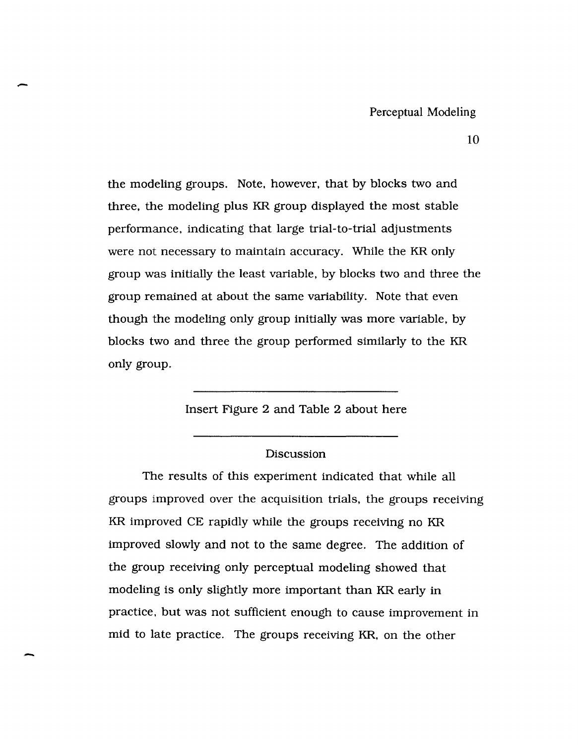the modeling groups. Note, however, that by blocks two and three, the modeling plus KR group displayed the most stable performance, indicating that large trial-to-trial adjustments were not necessary to maintain accuracy. While the KR only group was initially the least variable, by blocks two and three the group remained at about the same variability. Note that even though the modeling only group initially was more variable, by blocks two and three the group performed similarly to the KR only group.

---

Insert Figure 2 and Table 2 about here

---

## Discussion

The results of this experiment indicated that while all groups improved over the acquisition trials, the groups receiving KR improved CE rapidly while the groups receiving no KR improved slowly and not to the same degree. The addition of the group receiving only perceptual modeling showed that modeling is only slightly more important than KR early in practice, but was not sufficient enough to cause improvement in mid to late practice. The groups receiving KR, on the other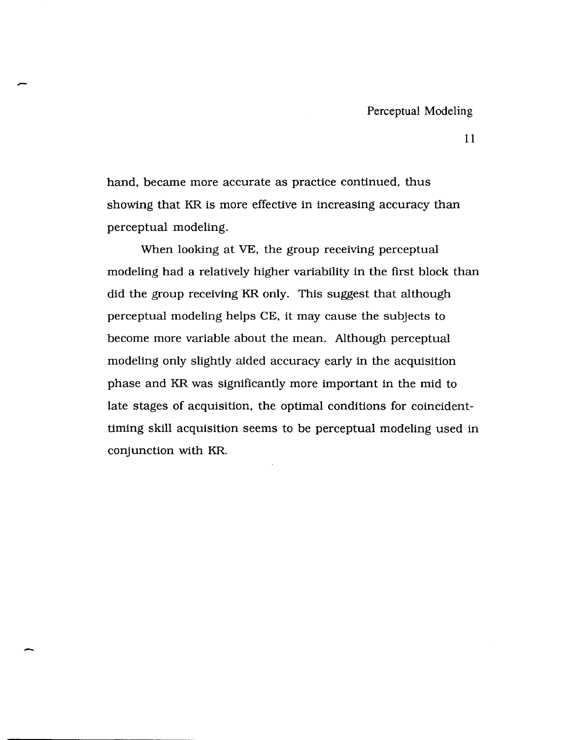hand, became more accurate as practice continued, thus showing that KR is more effective in increasing accuracy than perceptual modeling.

When looking at VE, the group receiving perceptual modeling had a relatively higher variability in the first block than did the group receiving KR only. This suggest that although perceptual modeling helps CE, it may cause the subjects to become more variable about the mean. Although perceptual modeling only slightly aided accuracy early in the acquisition phase and KR was significantly more important in the mid to late stages of acquisition, the optimal conditions for coincident-timing skill acquisition seems to be perceptual modeling used in conjunction with KR.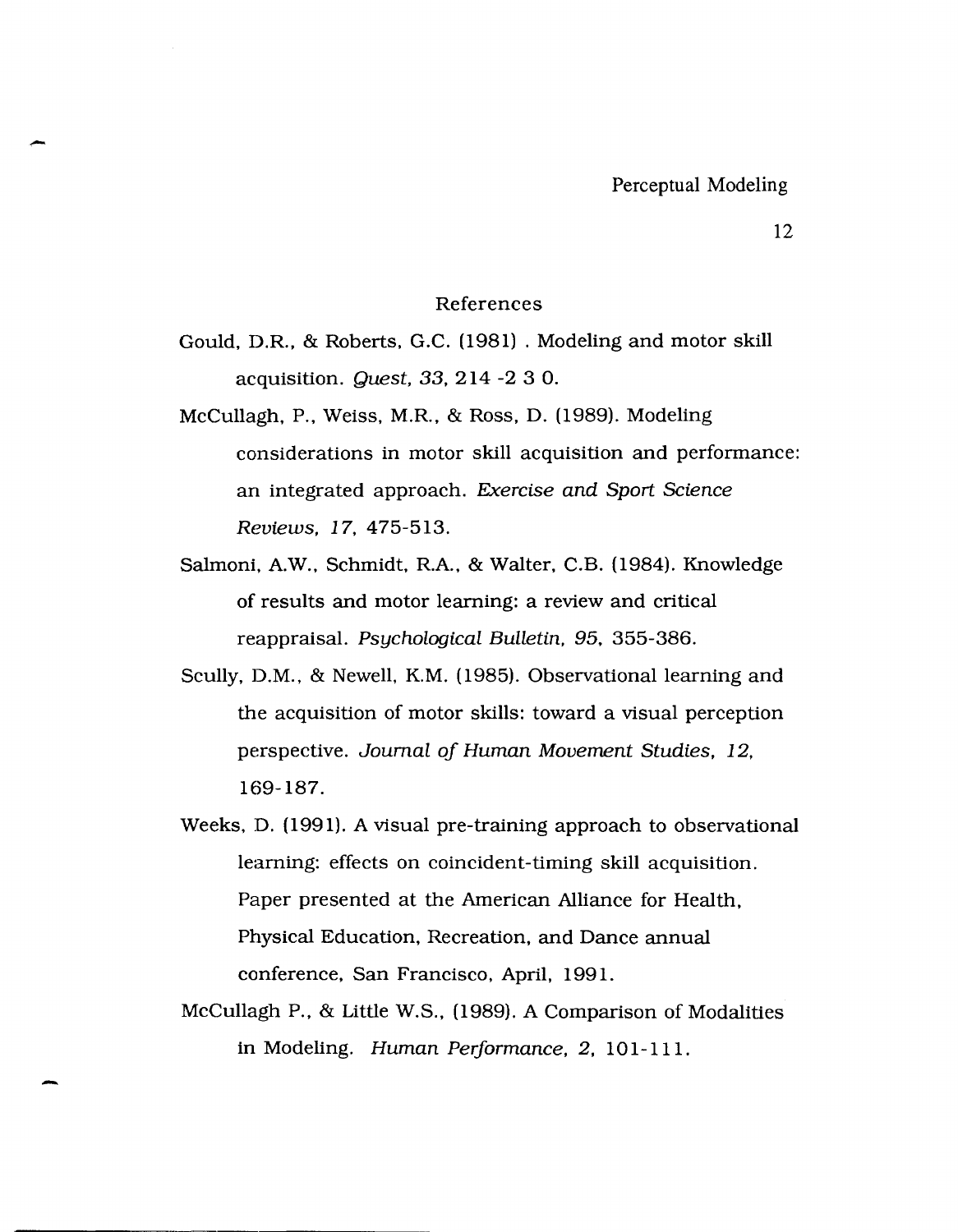## References

Gould, D.R., & Roberts, G.C. (1981) . Modeling and motor skill acquisition. *Quest, 33*, 214 -2 3 0.

McCullagh, P., Weiss, M.R., & Ross, D. (1989). Modeling considerations in motor skill acquisition and performance: an integrated approach. *Exercise and Sport Science Reviews, 17*, 475-513.

Salmoni, A.W., Schmidt, R.A., & Walter, C.B. (1984). Knowledge of results and motor learning: a review and critical reappraisal. *Psychological Bulletin, 95*, 355-386.

Scully, D.M., & Newell, K.M. (1985). Observational learning and the acquisition of motor skills: toward a visual perception perspective. *Journal of Human Movement Studies, 12*, 169-187.

Weeks, D. (1991). A visual pre-training approach to observational learning: effects on coincident-timing skill acquisition. Paper presented at the American Alliance for Health, Physical Education, Recreation, and Dance annual conference, San Francisco, April, 1991.

McCullagh P., & Little W.S., (1989). A Comparison of Modalities in Modeling. *Human Performance, 2*, 101-111.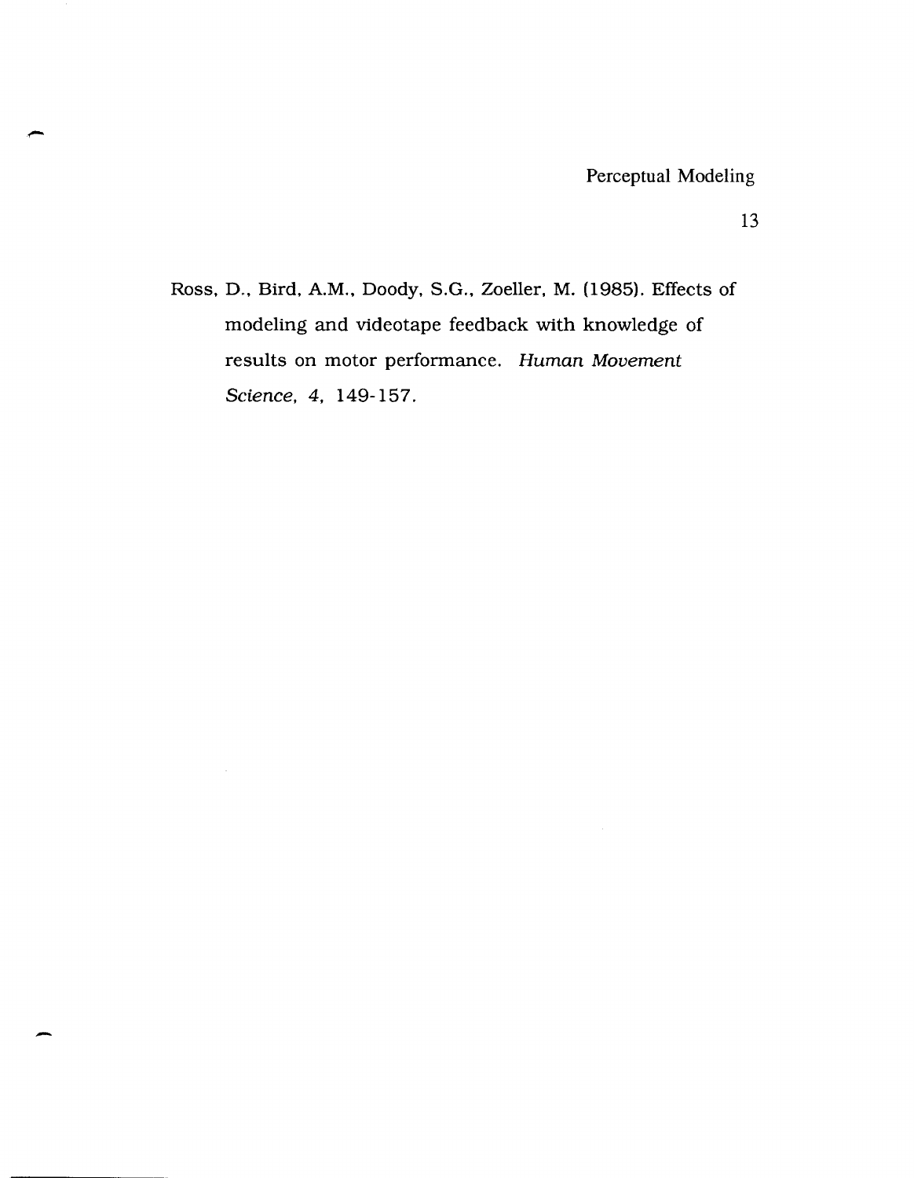Ross, D., Bird, A.M., Doody, S.G., Zoeller, M. (1985). Effects of modeling and videotape feedback with knowledge of results on motor performance. *Human Movement Science, 4,* 149-157.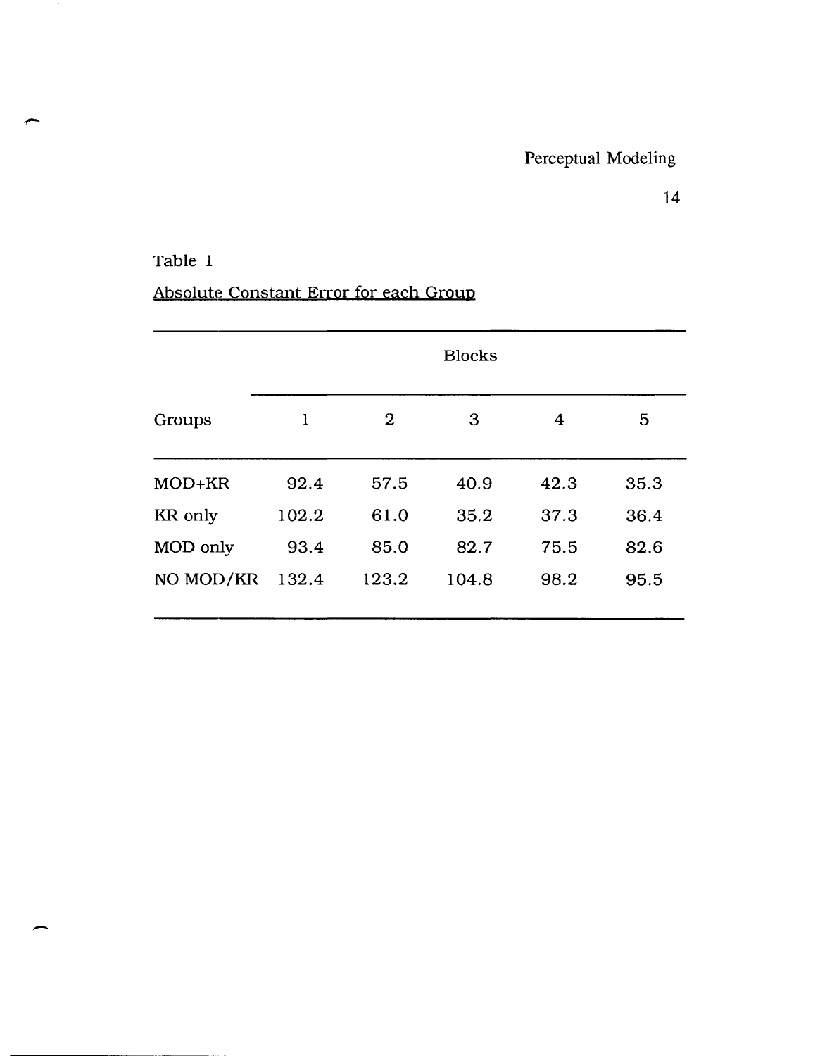Table 1

Absolute Constant Error for each Group

| Groups | Blocks 1 | 2 | 3 | 4 | 5 |
|---|---|---|---|---|---|
| MOD+KR | 92.4 | 57.5 | 40.9 | 42.3 | 35.3 |
| KR only | 102.2 | 61.0 | 35.2 | 37.3 | 36.4 |
| MOD only | 93.4 | 85.0 | 82.7 | 75.5 | 82.6 |
| NO MOD/KR | 132.4 | 123.2 | 104.8 | 98.2 | 95.5 |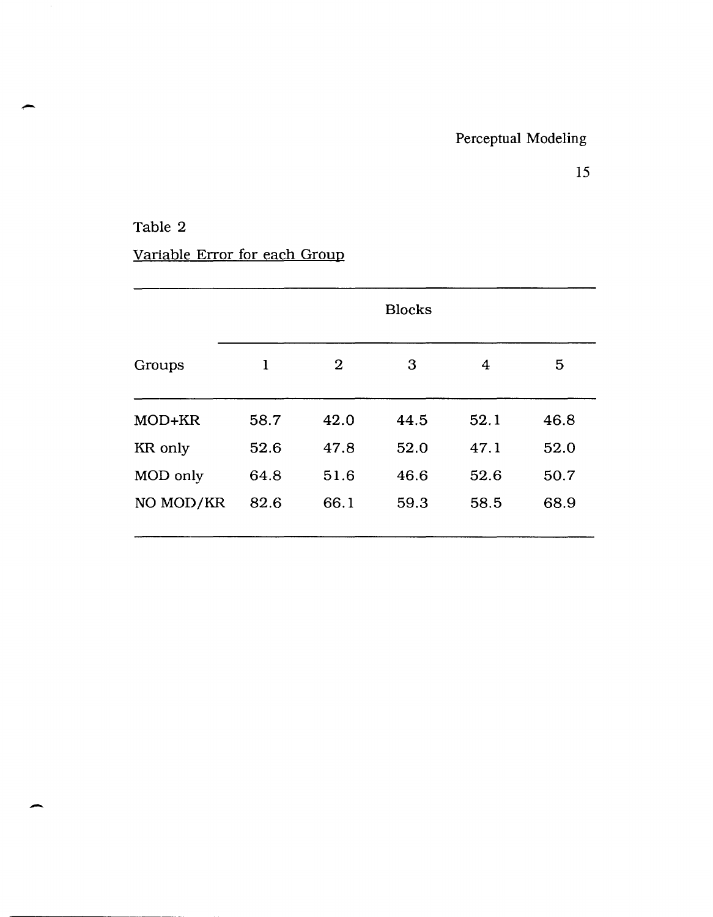Table 2

Variable Error for each Group

| Groups | Blocks | | | | |
|---|---|---|---|---|---|
| | 1 | 2 | 3 | 4 | 5 |
| MOD+KR | 58.7 | 42.0 | 44.5 | 52.1 | 46.8 |
| KR only | 52.6 | 47.8 | 52.0 | 47.1 | 52.0 |
| MOD only | 64.8 | 51.6 | 46.6 | 52.6 | 50.7 |
| NO MOD/KR | 82.6 | 66.1 | 59.3 | 58.5 | 68.9 |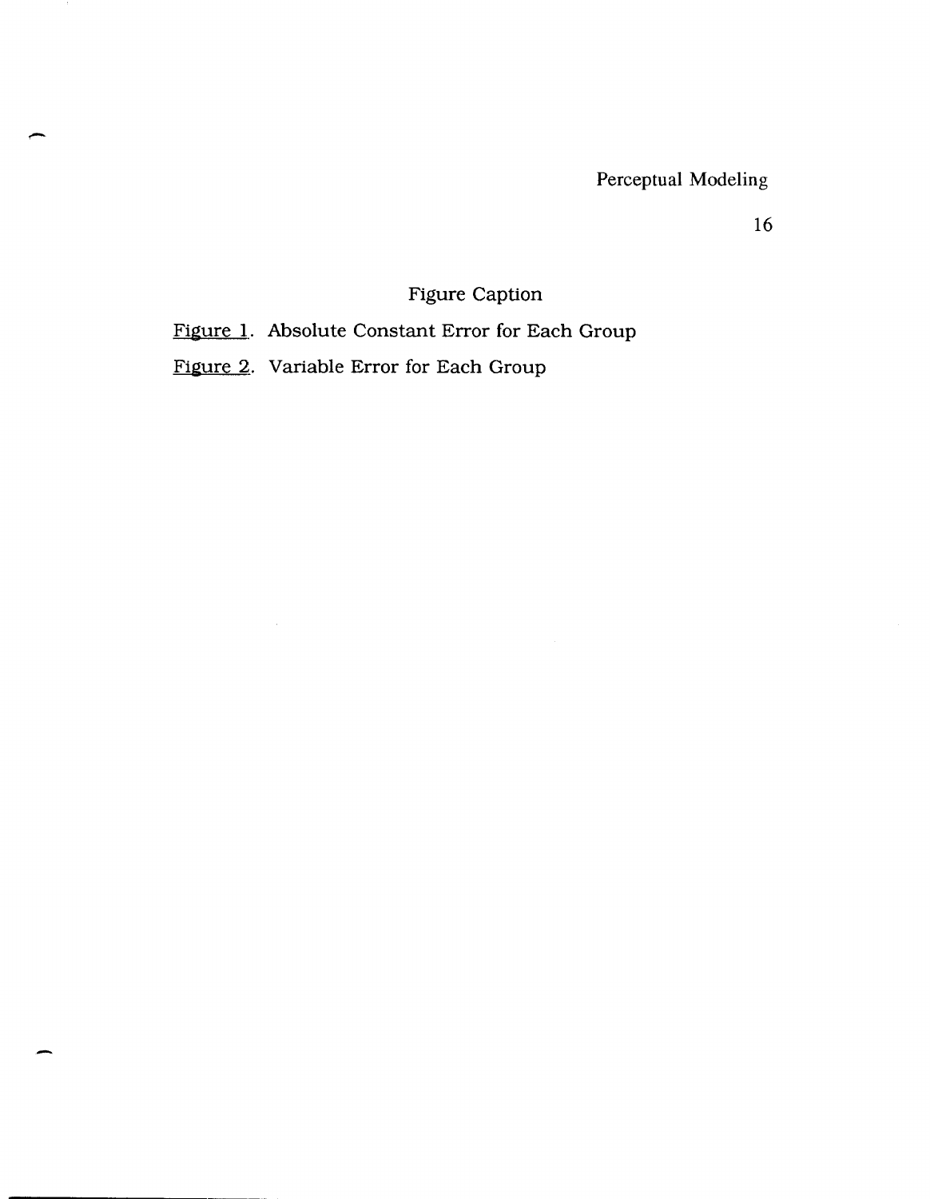## Figure Caption

Figure 1. Absolute Constant Error for Each Group

Figure 2. Variable Error for Each Group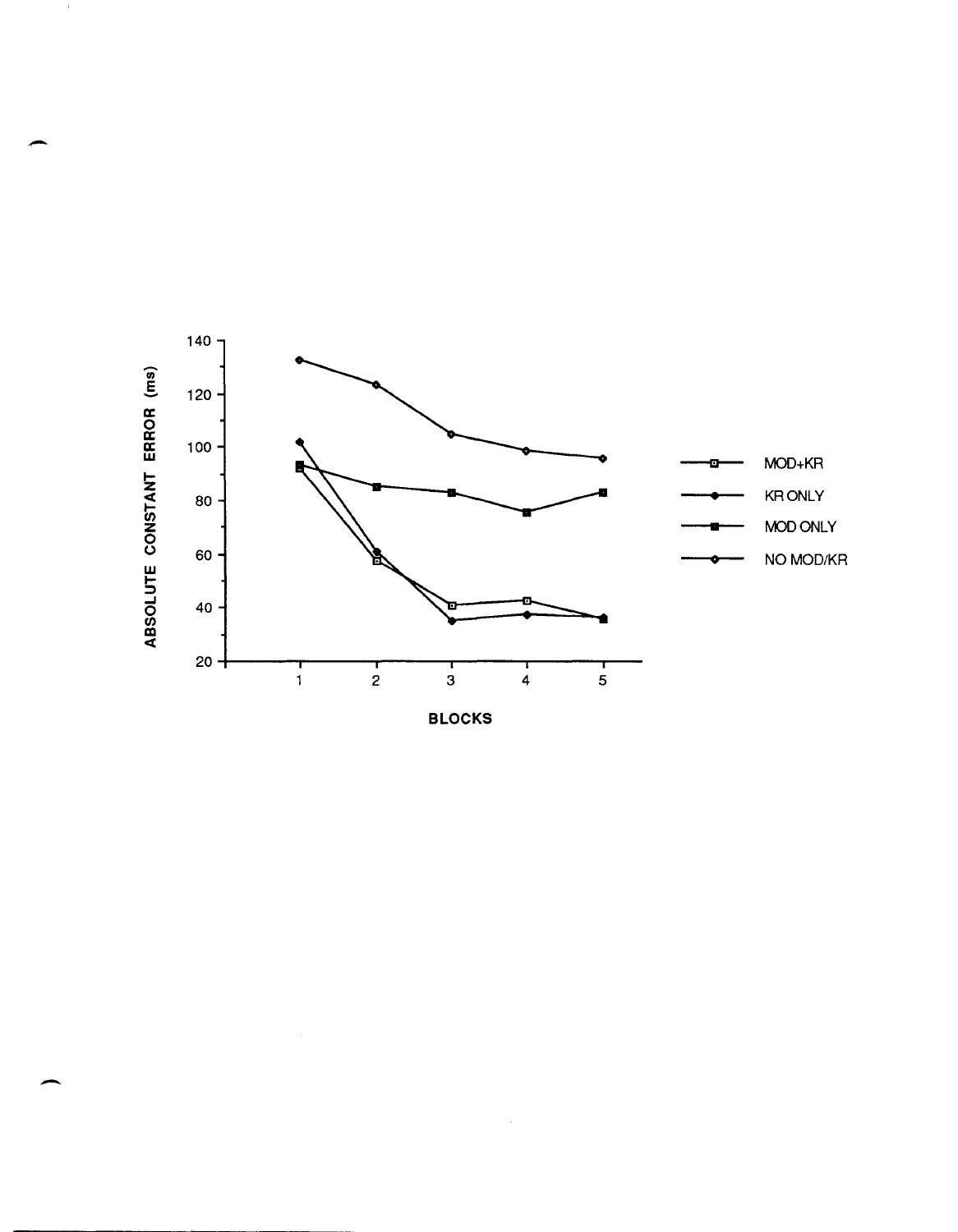ABSOLUTE CONSTANT ERROR (ms)

140
120
100
80
60
40
20

1 2 3 4 5

BLOCKS

MOD+KR

KR ONLY

MOD ONLY

NO MOD/KR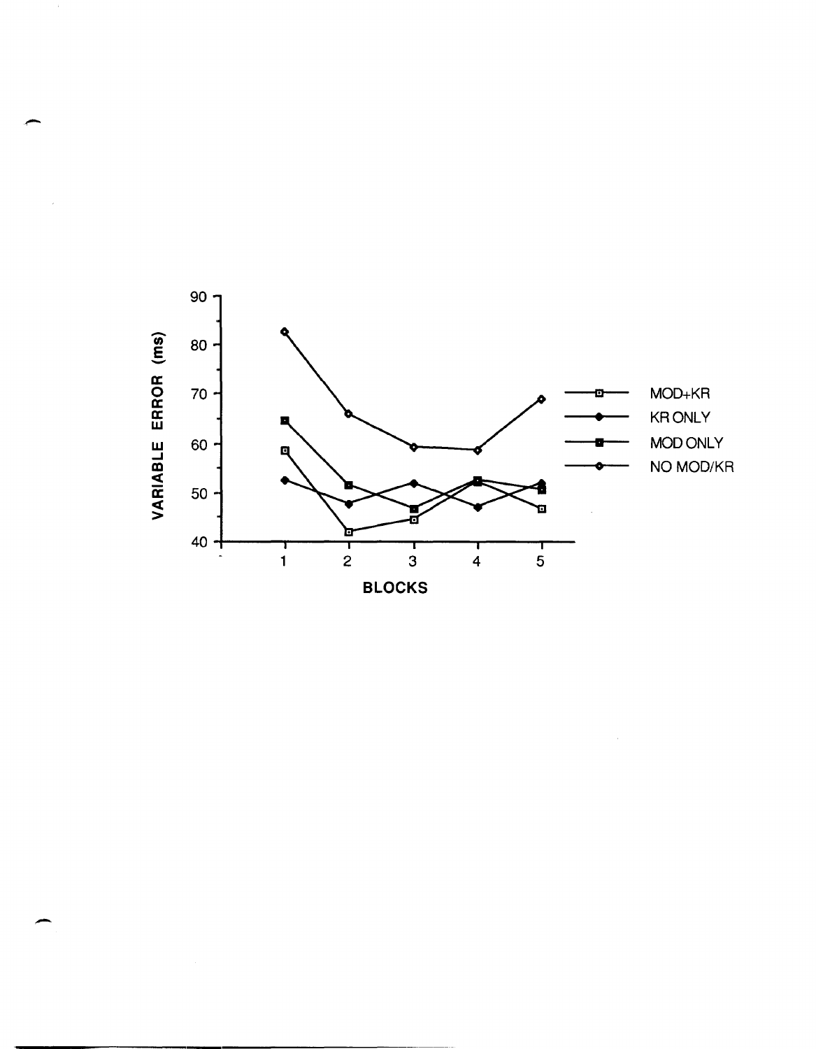VARIABLE ERROR (ms)

90
80
70
60
50
40

1 2 3 4 5

BLOCKS

- MOD+KR
- KR ONLY
- MOD ONLY
- NO MOD/KR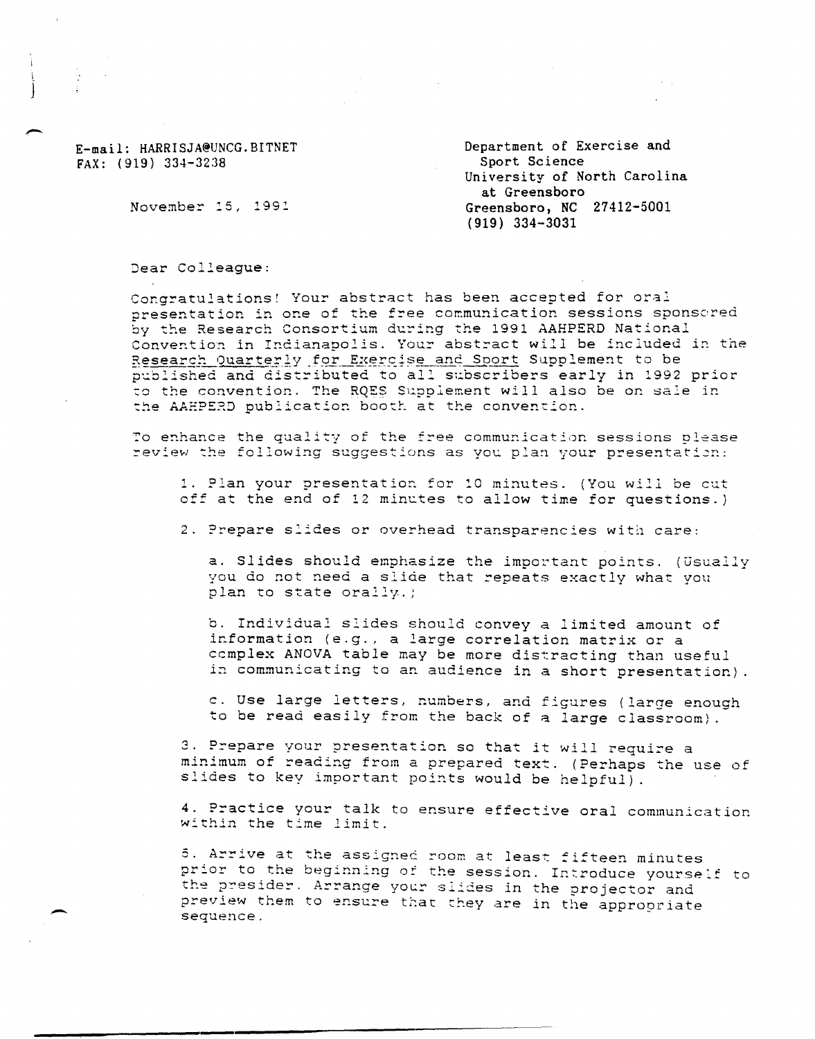E-mail: HARRISJA@UNCG.BITNET
FAX: (919) 334-3238

November 15, 1991

Department of Exercise and Sport Science
University of North Carolina at Greensboro
Greensboro, NC 27412-5001
(919) 334-3031

Dear Colleague:

Congratulations! Your abstract has been accepted for oral presentation in one of the free communication sessions sponsored by the Research Consortium during the 1991 AAHPERD National Convention in Indianapolis. Your abstract will be included in the Research Quarterly for Exercise and Sport Supplement to be published and distributed to all subscribers early in 1992 prior to the convention. The RQES Supplement will also be on sale in the AAHPERD publication booth at the convention.

To enhance the quality of the free communication sessions please review the following suggestions as you plan your presentation:

1. Plan your presentation for 10 minutes. (You will be cut off at the end of 12 minutes to allow time for questions.)

2. Prepare slides or overhead transparencies with care:

   a. Slides should emphasize the important points. (Usually you do not need a slide that repeats exactly what you plan to state orally.)

   b. Individual slides should convey a limited amount of information (e.g., a large correlation matrix or a complex ANOVA table may be more distracting than useful in communicating to an audience in a short presentation).

   c. Use large letters, numbers, and figures (large enough to be read easily from the back of a large classroom).

3. Prepare your presentation so that it will require a minimum of reading from a prepared text. (Perhaps the use of slides to key important points would be helpful).

4. Practice your talk to ensure effective oral communication within the time limit.

5. Arrive at the assigned room at least fifteen minutes prior to the beginning of the session. Introduce yourself to the presider. Arrange your slides in the projector and preview them to ensure that they are in the appropriate sequence.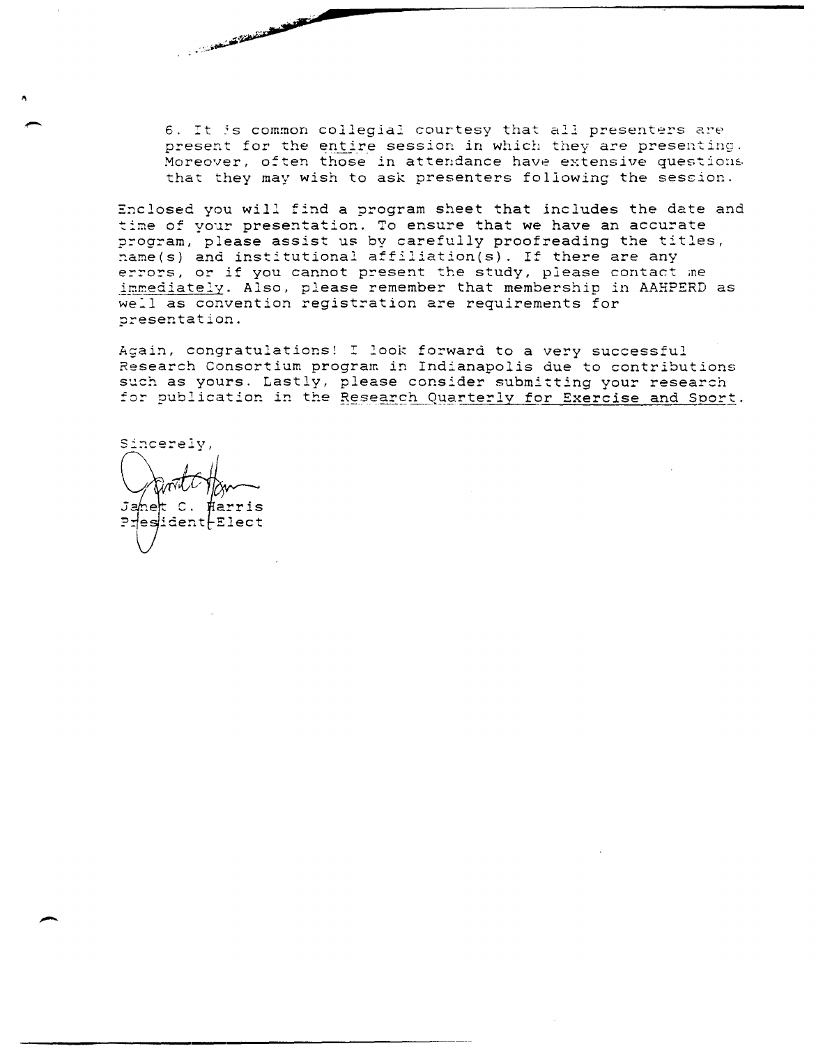6. It is common collegial courtesy that all presenters are present for the entire session in which they are presenting. Moreover, often those in attendance have extensive questions that they may wish to ask presenters following the session.

Enclosed you will find a program sheet that includes the date and time of your presentation. To ensure that we have an accurate program, please assist us by carefully proofreading the titles, name(s) and institutional affiliation(s). If there are any errors, or if you cannot present the study, please contact me immediately. Also, please remember that membership in AAHPERD as well as convention registration are requirements for presentation.

Again, congratulations! I look forward to a very successful Research Consortium program in Indianapolis due to contributions such as yours. Lastly, please consider submitting your research for publication in the Research Quarterly for Exercise and Sport.

Sincerely,

Janet C. Harris
President-Elect